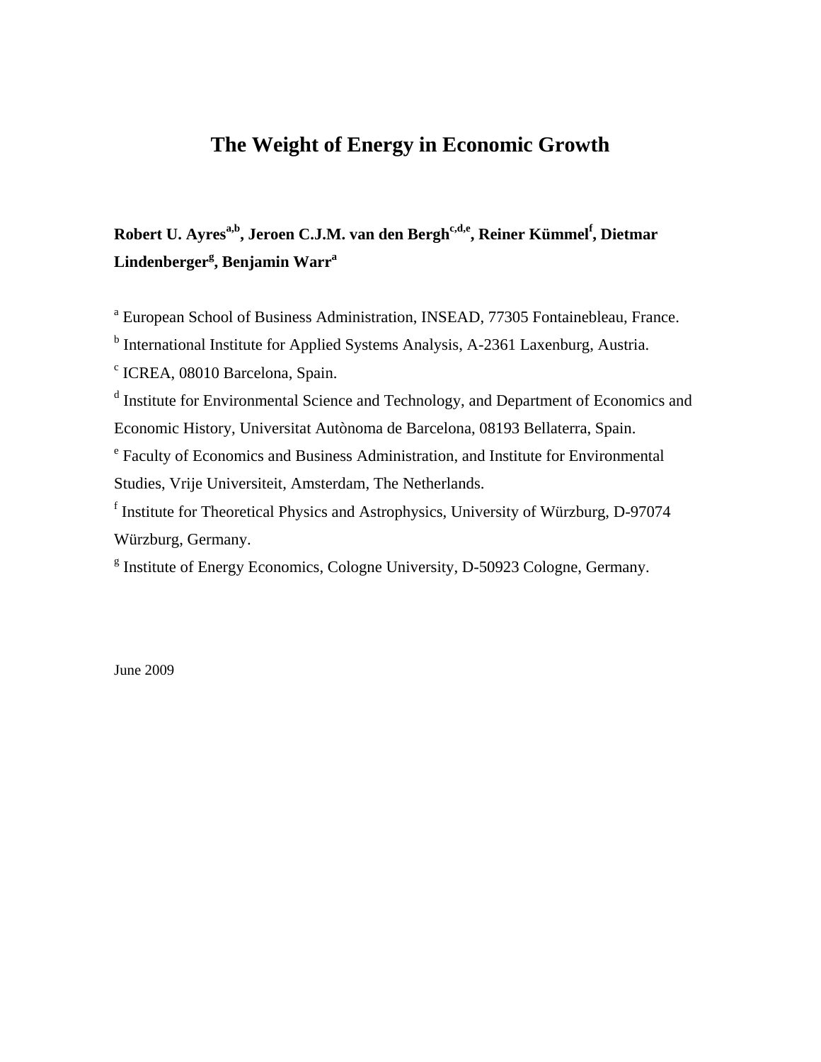# The Weight of Energy in Economic Growth

**Robert U. Ayres[a,b], Jeroen C.J.M. van den Bergh[c,d,e], Reiner Kümmel[f], Dietmar Lindenberger[g], Benjamin Warr[a]**

[a] European School of Business Administration, INSEAD, 77305 Fontainebleau, France.

[b] International Institute for Applied Systems Analysis, A-2361 Laxenburg, Austria.

[c] ICREA, 08010 Barcelona, Spain.

[d] Institute for Environmental Science and Technology, and Department of Economics and Economic History, Universitat Autònoma de Barcelona, 08193 Bellaterra, Spain.

[e] Faculty of Economics and Business Administration, and Institute for Environmental Studies, Vrije Universiteit, Amsterdam, The Netherlands.

[f] Institute for Theoretical Physics and Astrophysics, University of Würzburg, D-97074 Würzburg, Germany.

[g] Institute of Energy Economics, Cologne University, D-50923 Cologne, Germany.

June 2009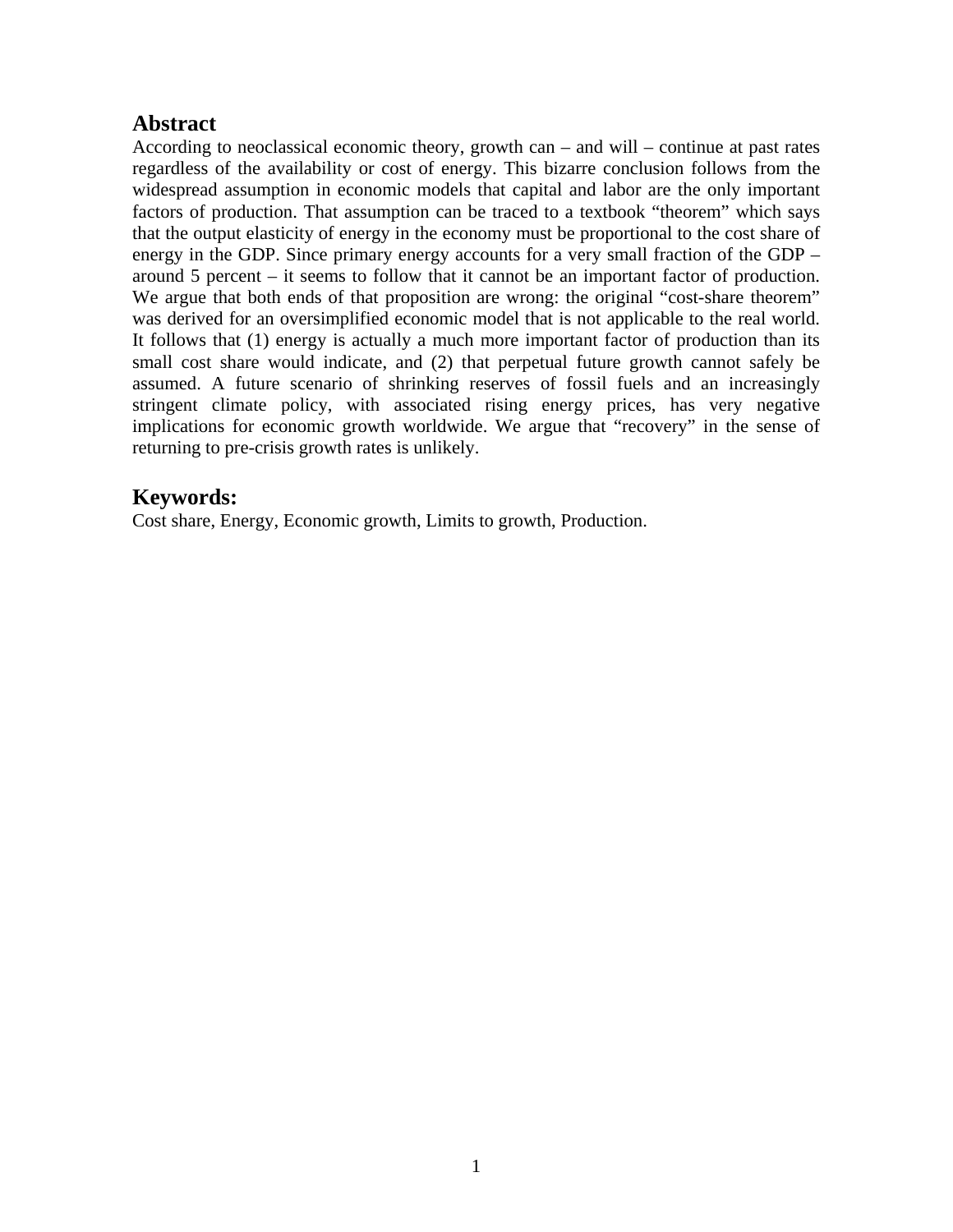## Abstract

According to neoclassical economic theory, growth can – and will – continue at past rates regardless of the availability or cost of energy. This bizarre conclusion follows from the widespread assumption in economic models that capital and labor are the only important factors of production. That assumption can be traced to a textbook "theorem" which says that the output elasticity of energy in the economy must be proportional to the cost share of energy in the GDP. Since primary energy accounts for a very small fraction of the GDP – around 5 percent – it seems to follow that it cannot be an important factor of production. We argue that both ends of that proposition are wrong: the original "cost-share theorem" was derived for an oversimplified economic model that is not applicable to the real world. It follows that (1) energy is actually a much more important factor of production than its small cost share would indicate, and (2) that perpetual future growth cannot safely be assumed. A future scenario of shrinking reserves of fossil fuels and an increasingly stringent climate policy, with associated rising energy prices, has very negative implications for economic growth worldwide. We argue that "recovery" in the sense of returning to pre-crisis growth rates is unlikely.

## Keywords:

Cost share, Energy, Economic growth, Limits to growth, Production.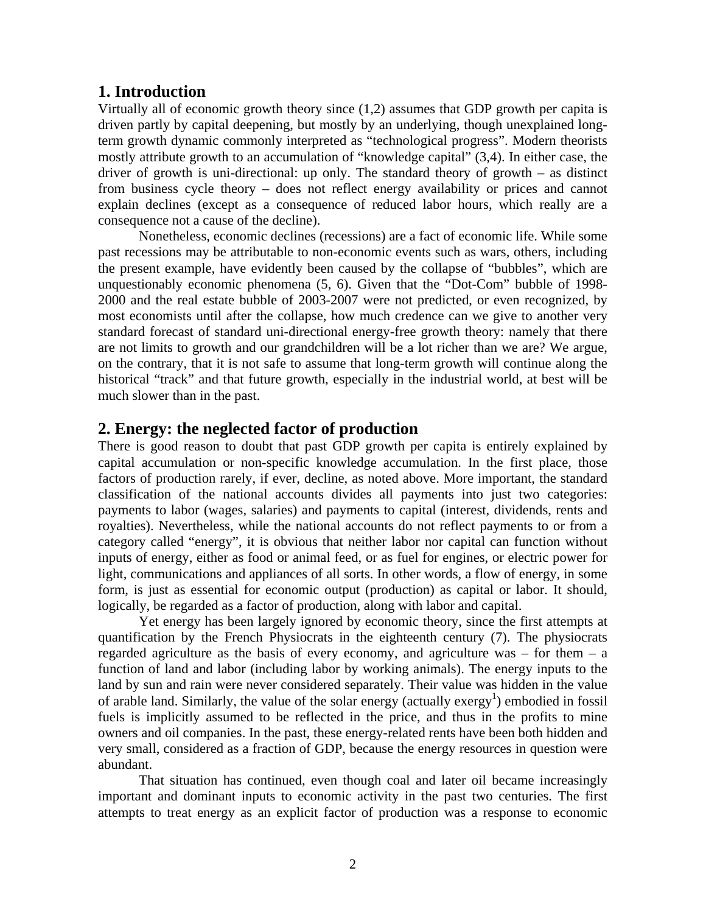## 1. Introduction

Virtually all of economic growth theory since (1,2) assumes that GDP growth per capita is driven partly by capital deepening, but mostly by an underlying, though unexplained long-term growth dynamic commonly interpreted as "technological progress". Modern theorists mostly attribute growth to an accumulation of "knowledge capital" (3,4). In either case, the driver of growth is uni-directional: up only. The standard theory of growth – as distinct from business cycle theory – does not reflect energy availability or prices and cannot explain declines (except as a consequence of reduced labor hours, which really are a consequence not a cause of the decline).

Nonetheless, economic declines (recessions) are a fact of economic life. While some past recessions may be attributable to non-economic events such as wars, others, including the present example, have evidently been caused by the collapse of "bubbles", which are unquestionably economic phenomena (5, 6). Given that the "Dot-Com" bubble of 1998-2000 and the real estate bubble of 2003-2007 were not predicted, or even recognized, by most economists until after the collapse, how much credence can we give to another very standard forecast of standard uni-directional energy-free growth theory: namely that there are not limits to growth and our grandchildren will be a lot richer than we are? We argue, on the contrary, that it is not safe to assume that long-term growth will continue along the historical "track" and that future growth, especially in the industrial world, at best will be much slower than in the past.

## 2. Energy: the neglected factor of production

There is good reason to doubt that past GDP growth per capita is entirely explained by capital accumulation or non-specific knowledge accumulation. In the first place, those factors of production rarely, if ever, decline, as noted above. More important, the standard classification of the national accounts divides all payments into just two categories: payments to labor (wages, salaries) and payments to capital (interest, dividends, rents and royalties). Nevertheless, while the national accounts do not reflect payments to or from a category called "energy", it is obvious that neither labor nor capital can function without inputs of energy, either as food or animal feed, or as fuel for engines, or electric power for light, communications and appliances of all sorts. In other words, a flow of energy, in some form, is just as essential for economic output (production) as capital or labor. It should, logically, be regarded as a factor of production, along with labor and capital.

Yet energy has been largely ignored by economic theory, since the first attempts at quantification by the French Physiocrats in the eighteenth century (7). The physiocrats regarded agriculture as the basis of every economy, and agriculture was – for them – a function of land and labor (including labor by working animals). The energy inputs to the land by sun and rain were never considered separately. Their value was hidden in the value of arable land. Similarly, the value of the solar energy (actually exergy[1]) embodied in fossil fuels is implicitly assumed to be reflected in the price, and thus in the profits to mine owners and oil companies. In the past, these energy-related rents have been both hidden and very small, considered as a fraction of GDP, because the energy resources in question were abundant.

That situation has continued, even though coal and later oil became increasingly important and dominant inputs to economic activity in the past two centuries. The first attempts to treat energy as an explicit factor of production was a response to economic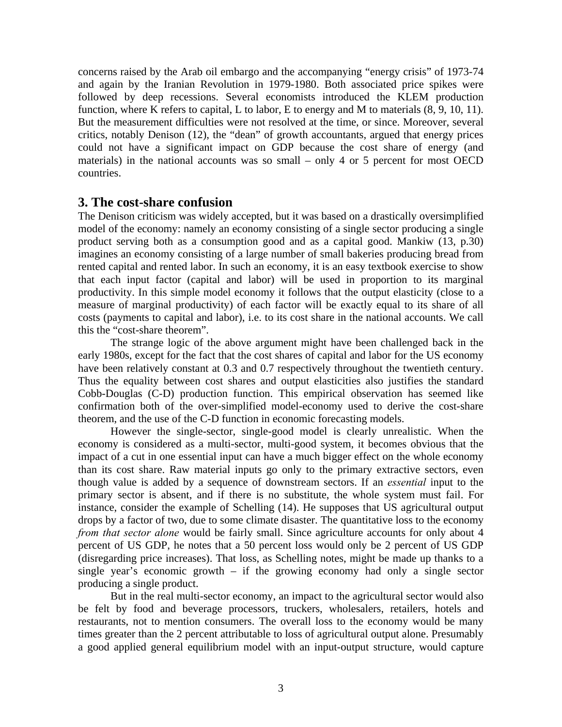concerns raised by the Arab oil embargo and the accompanying "energy crisis" of 1973-74 and again by the Iranian Revolution in 1979-1980. Both associated price spikes were followed by deep recessions. Several economists introduced the KLEM production function, where K refers to capital, L to labor, E to energy and M to materials (8, 9, 10, 11). But the measurement difficulties were not resolved at the time, or since. Moreover, several critics, notably Denison (12), the "dean" of growth accountants, argued that energy prices could not have a significant impact on GDP because the cost share of energy (and materials) in the national accounts was so small – only 4 or 5 percent for most OECD countries.

## 3. The cost-share confusion

The Denison criticism was widely accepted, but it was based on a drastically oversimplified model of the economy: namely an economy consisting of a single sector producing a single product serving both as a consumption good and as a capital good. Mankiw (13, p.30) imagines an economy consisting of a large number of small bakeries producing bread from rented capital and rented labor. In such an economy, it is an easy textbook exercise to show that each input factor (capital and labor) will be used in proportion to its marginal productivity. In this simple model economy it follows that the output elasticity (close to a measure of marginal productivity) of each factor will be exactly equal to its share of all costs (payments to capital and labor), i.e. to its cost share in the national accounts. We call this the "cost-share theorem".

The strange logic of the above argument might have been challenged back in the early 1980s, except for the fact that the cost shares of capital and labor for the US economy have been relatively constant at 0.3 and 0.7 respectively throughout the twentieth century. Thus the equality between cost shares and output elasticities also justifies the standard Cobb-Douglas (C-D) production function. This empirical observation has seemed like confirmation both of the over-simplified model-economy used to derive the cost-share theorem, and the use of the C-D function in economic forecasting models.

However the single-sector, single-good model is clearly unrealistic. When the economy is considered as a multi-sector, multi-good system, it becomes obvious that the impact of a cut in one essential input can have a much bigger effect on the whole economy than its cost share. Raw material inputs go only to the primary extractive sectors, even though value is added by a sequence of downstream sectors. If an *essential* input to the primary sector is absent, and if there is no substitute, the whole system must fail. For instance, consider the example of Schelling (14). He supposes that US agricultural output drops by a factor of two, due to some climate disaster. The quantitative loss to the economy *from that sector alone* would be fairly small. Since agriculture accounts for only about 4 percent of US GDP, he notes that a 50 percent loss would only be 2 percent of US GDP (disregarding price increases). That loss, as Schelling notes, might be made up thanks to a single year's economic growth – if the growing economy had only a single sector producing a single product.

But in the real multi-sector economy, an impact to the agricultural sector would also be felt by food and beverage processors, truckers, wholesalers, retailers, hotels and restaurants, not to mention consumers. The overall loss to the economy would be many times greater than the 2 percent attributable to loss of agricultural output alone. Presumably a good applied general equilibrium model with an input-output structure, would capture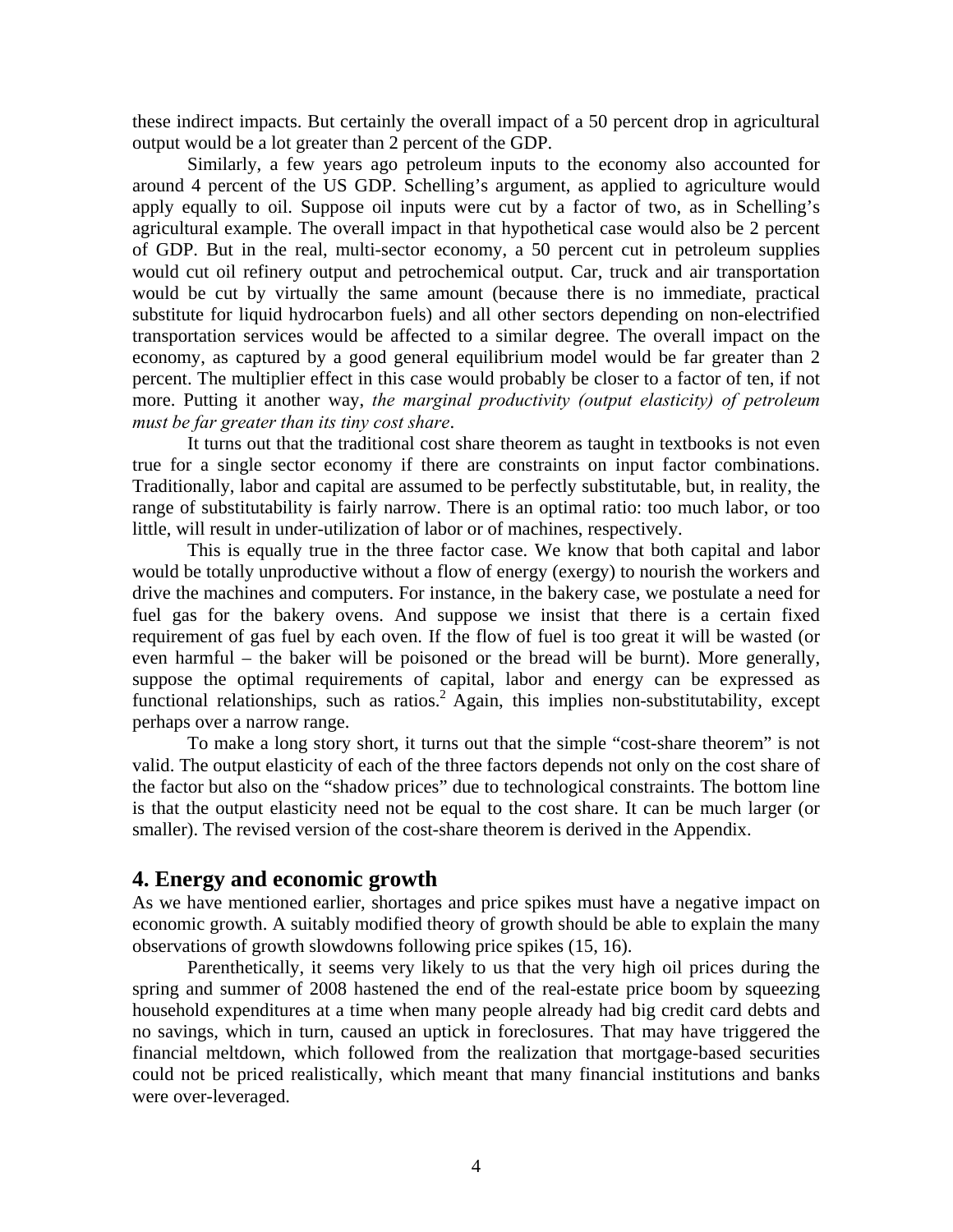these indirect impacts. But certainly the overall impact of a 50 percent drop in agricultural output would be a lot greater than 2 percent of the GDP.

Similarly, a few years ago petroleum inputs to the economy also accounted for around 4 percent of the US GDP. Schelling's argument, as applied to agriculture would apply equally to oil. Suppose oil inputs were cut by a factor of two, as in Schelling's agricultural example. The overall impact in that hypothetical case would also be 2 percent of GDP. But in the real, multi-sector economy, a 50 percent cut in petroleum supplies would cut oil refinery output and petrochemical output. Car, truck and air transportation would be cut by virtually the same amount (because there is no immediate, practical substitute for liquid hydrocarbon fuels) and all other sectors depending on non-electrified transportation services would be affected to a similar degree. The overall impact on the economy, as captured by a good general equilibrium model would be far greater than 2 percent. The multiplier effect in this case would probably be closer to a factor of ten, if not more. Putting it another way, *the marginal productivity (output elasticity) of petroleum must be far greater than its tiny cost share*.

It turns out that the traditional cost share theorem as taught in textbooks is not even true for a single sector economy if there are constraints on input factor combinations. Traditionally, labor and capital are assumed to be perfectly substitutable, but, in reality, the range of substitutability is fairly narrow. There is an optimal ratio: too much labor, or too little, will result in under-utilization of labor or of machines, respectively.

This is equally true in the three factor case. We know that both capital and labor would be totally unproductive without a flow of energy (exergy) to nourish the workers and drive the machines and computers. For instance, in the bakery case, we postulate a need for fuel gas for the bakery ovens. And suppose we insist that there is a certain fixed requirement of gas fuel by each oven. If the flow of fuel is too great it will be wasted (or even harmful – the baker will be poisoned or the bread will be burnt). More generally, suppose the optimal requirements of capital, labor and energy can be expressed as functional relationships, such as ratios.[2] Again, this implies non-substitutability, except perhaps over a narrow range.

To make a long story short, it turns out that the simple "cost-share theorem" is not valid. The output elasticity of each of the three factors depends not only on the cost share of the factor but also on the "shadow prices" due to technological constraints. The bottom line is that the output elasticity need not be equal to the cost share. It can be much larger (or smaller). The revised version of the cost-share theorem is derived in the Appendix.

## 4. Energy and economic growth

As we have mentioned earlier, shortages and price spikes must have a negative impact on economic growth. A suitably modified theory of growth should be able to explain the many observations of growth slowdowns following price spikes (15, 16).

Parenthetically, it seems very likely to us that the very high oil prices during the spring and summer of 2008 hastened the end of the real-estate price boom by squeezing household expenditures at a time when many people already had big credit card debts and no savings, which in turn, caused an uptick in foreclosures. That may have triggered the financial meltdown, which followed from the realization that mortgage-based securities could not be priced realistically, which meant that many financial institutions and banks were over-leveraged.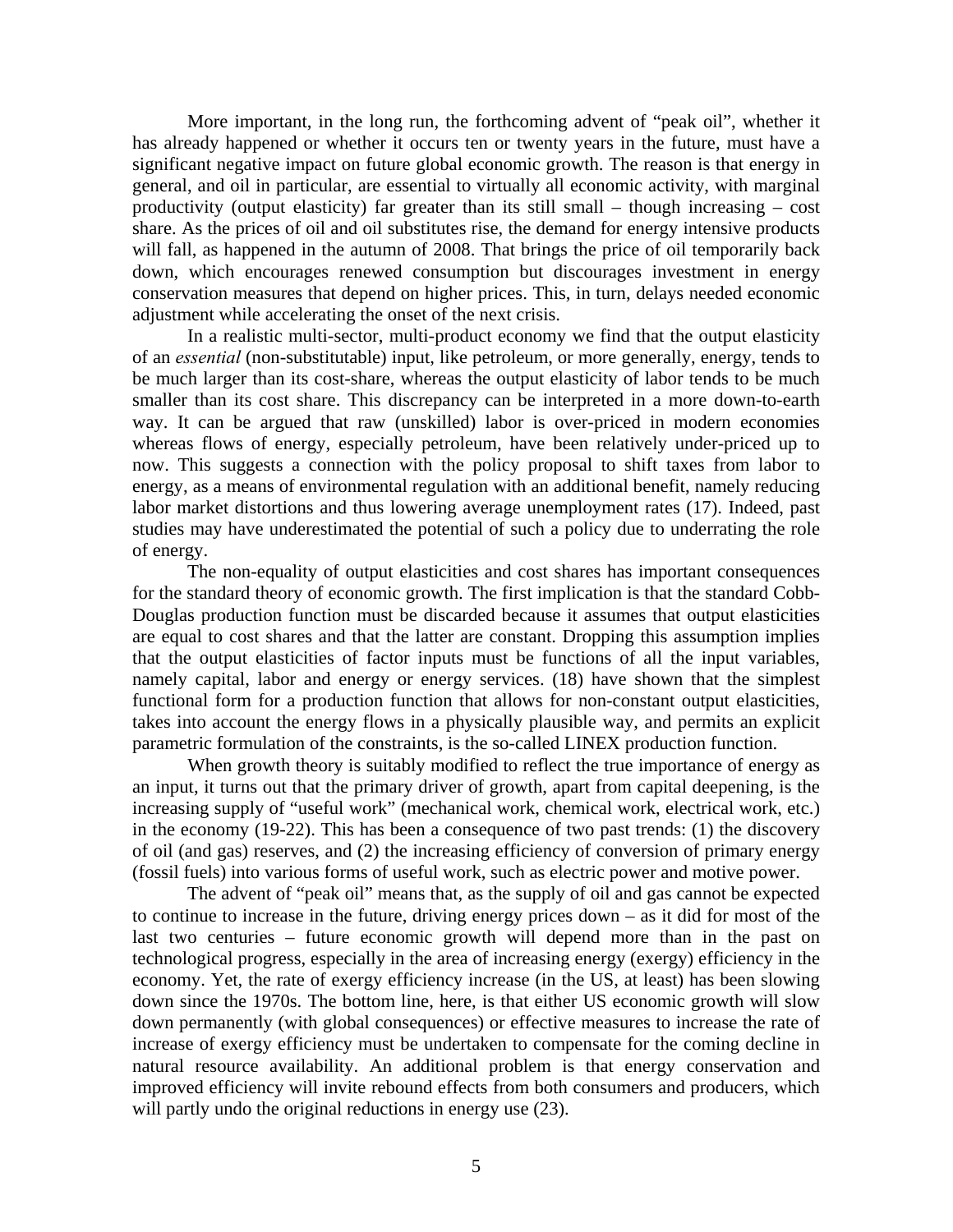More important, in the long run, the forthcoming advent of "peak oil", whether it has already happened or whether it occurs ten or twenty years in the future, must have a significant negative impact on future global economic growth. The reason is that energy in general, and oil in particular, are essential to virtually all economic activity, with marginal productivity (output elasticity) far greater than its still small – though increasing – cost share. As the prices of oil and oil substitutes rise, the demand for energy intensive products will fall, as happened in the autumn of 2008. That brings the price of oil temporarily back down, which encourages renewed consumption but discourages investment in energy conservation measures that depend on higher prices. This, in turn, delays needed economic adjustment while accelerating the onset of the next crisis.

In a realistic multi-sector, multi-product economy we find that the output elasticity of an *essential* (non-substitutable) input, like petroleum, or more generally, energy, tends to be much larger than its cost-share, whereas the output elasticity of labor tends to be much smaller than its cost share. This discrepancy can be interpreted in a more down-to-earth way. It can be argued that raw (unskilled) labor is over-priced in modern economies whereas flows of energy, especially petroleum, have been relatively under-priced up to now. This suggests a connection with the policy proposal to shift taxes from labor to energy, as a means of environmental regulation with an additional benefit, namely reducing labor market distortions and thus lowering average unemployment rates (17). Indeed, past studies may have underestimated the potential of such a policy due to underrating the role of energy.

The non-equality of output elasticities and cost shares has important consequences for the standard theory of economic growth. The first implication is that the standard Cobb-Douglas production function must be discarded because it assumes that output elasticities are equal to cost shares and that the latter are constant. Dropping this assumption implies that the output elasticities of factor inputs must be functions of all the input variables, namely capital, labor and energy or energy services. (18) have shown that the simplest functional form for a production function that allows for non-constant output elasticities, takes into account the energy flows in a physically plausible way, and permits an explicit parametric formulation of the constraints, is the so-called LINEX production function.

When growth theory is suitably modified to reflect the true importance of energy as an input, it turns out that the primary driver of growth, apart from capital deepening, is the increasing supply of "useful work" (mechanical work, chemical work, electrical work, etc.) in the economy (19-22). This has been a consequence of two past trends: (1) the discovery of oil (and gas) reserves, and (2) the increasing efficiency of conversion of primary energy (fossil fuels) into various forms of useful work, such as electric power and motive power.

The advent of "peak oil" means that, as the supply of oil and gas cannot be expected to continue to increase in the future, driving energy prices down – as it did for most of the last two centuries – future economic growth will depend more than in the past on technological progress, especially in the area of increasing energy (exergy) efficiency in the economy. Yet, the rate of exergy efficiency increase (in the US, at least) has been slowing down since the 1970s. The bottom line, here, is that either US economic growth will slow down permanently (with global consequences) or effective measures to increase the rate of increase of exergy efficiency must be undertaken to compensate for the coming decline in natural resource availability. An additional problem is that energy conservation and improved efficiency will invite rebound effects from both consumers and producers, which will partly undo the original reductions in energy use (23).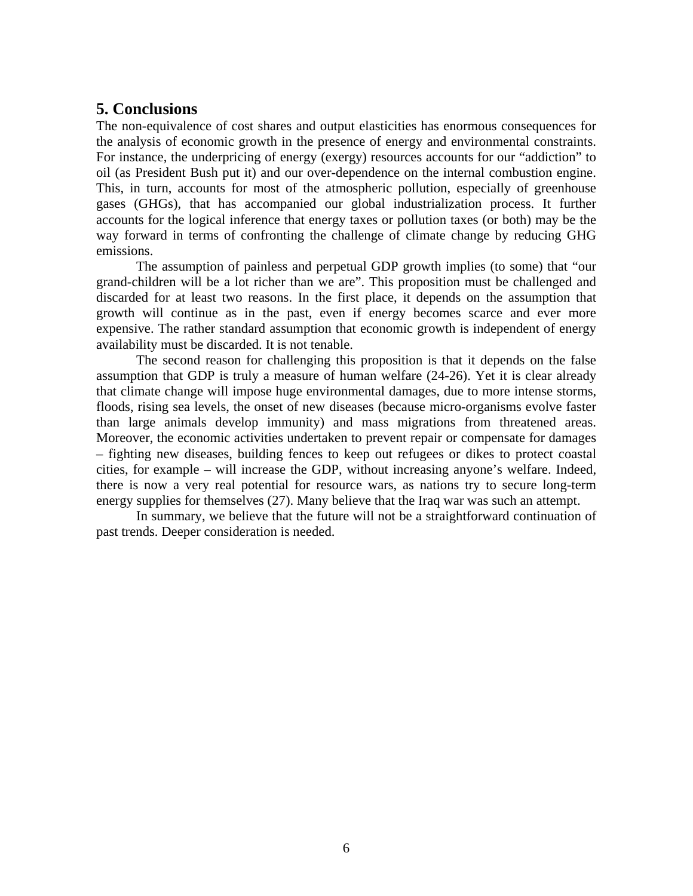## 5. Conclusions

The non-equivalence of cost shares and output elasticities has enormous consequences for the analysis of economic growth in the presence of energy and environmental constraints. For instance, the underpricing of energy (exergy) resources accounts for our "addiction" to oil (as President Bush put it) and our over-dependence on the internal combustion engine. This, in turn, accounts for most of the atmospheric pollution, especially of greenhouse gases (GHGs), that has accompanied our global industrialization process. It further accounts for the logical inference that energy taxes or pollution taxes (or both) may be the way forward in terms of confronting the challenge of climate change by reducing GHG emissions.

The assumption of painless and perpetual GDP growth implies (to some) that "our grand-children will be a lot richer than we are". This proposition must be challenged and discarded for at least two reasons. In the first place, it depends on the assumption that growth will continue as in the past, even if energy becomes scarce and ever more expensive. The rather standard assumption that economic growth is independent of energy availability must be discarded. It is not tenable.

The second reason for challenging this proposition is that it depends on the false assumption that GDP is truly a measure of human welfare (24-26). Yet it is clear already that climate change will impose huge environmental damages, due to more intense storms, floods, rising sea levels, the onset of new diseases (because micro-organisms evolve faster than large animals develop immunity) and mass migrations from threatened areas. Moreover, the economic activities undertaken to prevent repair or compensate for damages – fighting new diseases, building fences to keep out refugees or dikes to protect coastal cities, for example – will increase the GDP, without increasing anyone's welfare. Indeed, there is now a very real potential for resource wars, as nations try to secure long-term energy supplies for themselves (27). Many believe that the Iraq war was such an attempt.

In summary, we believe that the future will not be a straightforward continuation of past trends. Deeper consideration is needed.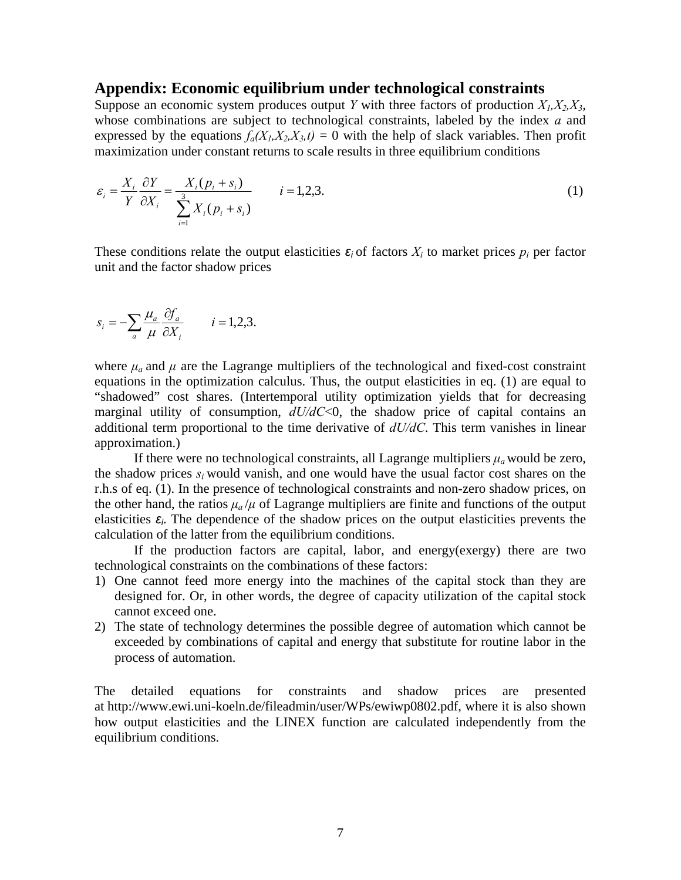## Appendix: Economic equilibrium under technological constraints

Suppose an economic system produces output $Y$ with three factors of production $X_1, X_2, X_3$, whose combinations are subject to technological constraints, labeled by the index $a$ and expressed by the equations $f_a(X_1, X_2, X_3, t) = 0$ with the help of slack variables. Then profit maximization under constant returns to scale results in three equilibrium conditions

$$\varepsilon_i = \frac{X_i}{Y} \frac{\partial Y}{\partial X_i} = \frac{X_i (p_i + s_i)}{\sum_{i=1}^{3} X_i (p_i + s_i)} \qquad i = 1,2,3. \tag{1}$$

These conditions relate the output elasticities $\varepsilon_i$ of factors $X_i$ to market prices $p_i$ per factor unit and the factor shadow prices

$$s_i = -\sum_a \frac{\mu_a}{\mu} \frac{\partial f_a}{\partial X_i} \qquad i = 1,2,3.$$

where $\mu_a$ and $\mu$ are the Lagrange multipliers of the technological and fixed-cost constraint equations in the optimization calculus. Thus, the output elasticities in eq. (1) are equal to "shadowed" cost shares. (Intertemporal utility optimization yields that for decreasing marginal utility of consumption, $dU/dC<0$, the shadow price of capital contains an additional term proportional to the time derivative of $dU/dC$. This term vanishes in linear approximation.)

If there were no technological constraints, all Lagrange multipliers $\mu_a$ would be zero, the shadow prices $s_i$ would vanish, and one would have the usual factor cost shares on the r.h.s of eq. (1). In the presence of technological constraints and non-zero shadow prices, on the other hand, the ratios $\mu_a/\mu$ of Lagrange multipliers are finite and functions of the output elasticities $\varepsilon_i$. The dependence of the shadow prices on the output elasticities prevents the calculation of the latter from the equilibrium conditions.

If the production factors are capital, labor, and energy(exergy) there are two technological constraints on the combinations of these factors:

1) One cannot feed more energy into the machines of the capital stock than they are designed for. Or, in other words, the degree of capacity utilization of the capital stock cannot exceed one.
2) The state of technology determines the possible degree of automation which cannot be exceeded by combinations of capital and energy that substitute for routine labor in the process of automation.

The detailed equations for constraints and shadow prices are presented at http://www.ewi.uni-koeln.de/fileadmin/user/WPs/ewiwp0802.pdf, where it is also shown how output elasticities and the LINEX function are calculated independently from the equilibrium conditions.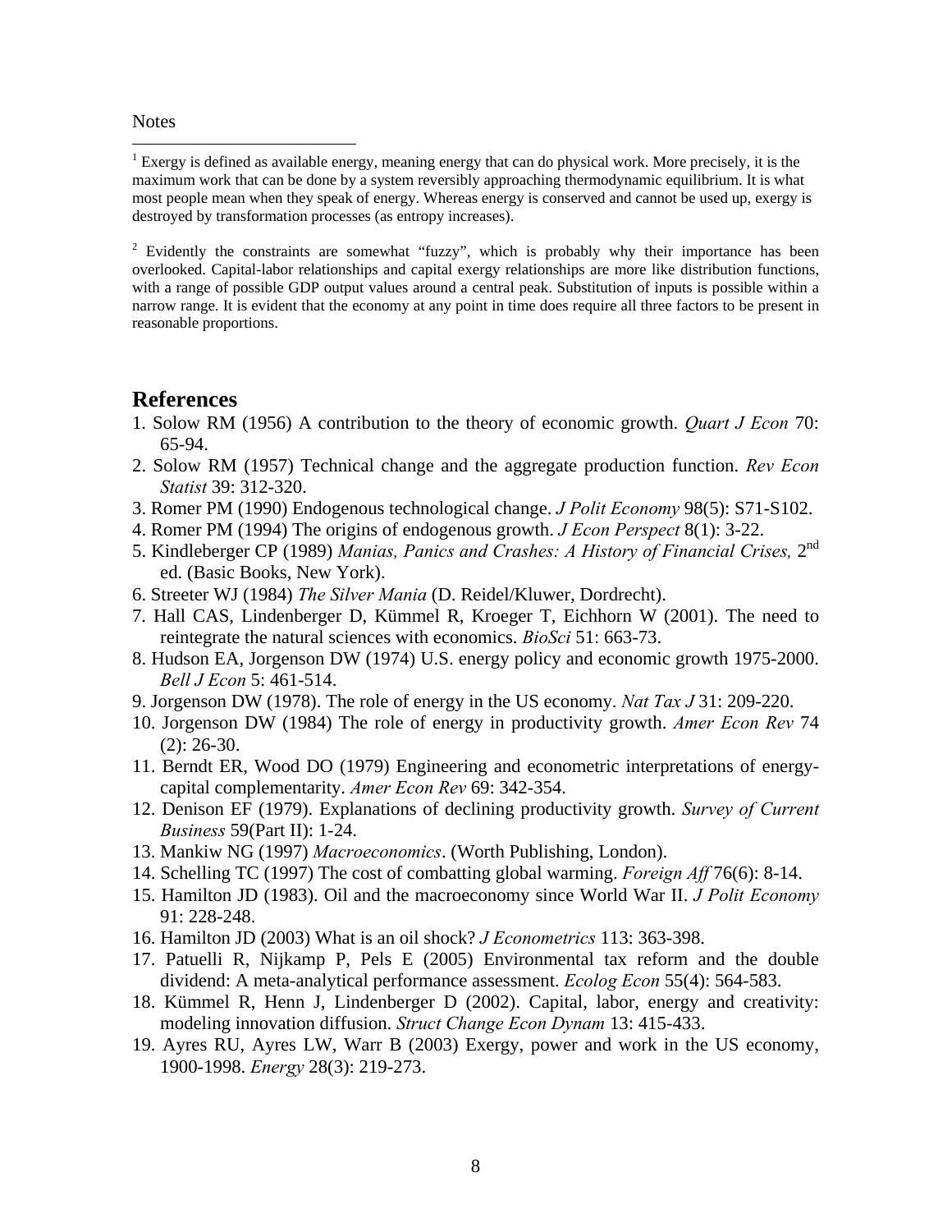Notes

[1] Exergy is defined as available energy, meaning energy that can do physical work. More precisely, it is the maximum work that can be done by a system reversibly approaching thermodynamic equilibrium. It is what most people mean when they speak of energy. Whereas energy is conserved and cannot be used up, exergy is destroyed by transformation processes (as entropy increases).

[2] Evidently the constraints are somewhat "fuzzy", which is probably why their importance has been overlooked. Capital-labor relationships and capital exergy relationships are more like distribution functions, with a range of possible GDP output values around a central peak. Substitution of inputs is possible within a narrow range. It is evident that the economy at any point in time does require all three factors to be present in reasonable proportions.

## References

1. Solow RM (1956) A contribution to the theory of economic growth. *Quart J Econ* 70: 65-94.
2. Solow RM (1957) Technical change and the aggregate production function. *Rev Econ Statist* 39: 312-320.
3. Romer PM (1990) Endogenous technological change. *J Polit Economy* 98(5): S71-S102.
4. Romer PM (1994) The origins of endogenous growth. *J Econ Perspect* 8(1): 3-22.
5. Kindleberger CP (1989) *Manias, Panics and Crashes: A History of Financial Crises,* 2nd ed. (Basic Books, New York).
6. Streeter WJ (1984) *The Silver Mania* (D. Reidel/Kluwer, Dordrecht).
7. Hall CAS, Lindenberger D, Kümmel R, Kroeger T, Eichhorn W (2001). The need to reintegrate the natural sciences with economics. *BioSci* 51: 663-73.
8. Hudson EA, Jorgenson DW (1974) U.S. energy policy and economic growth 1975-2000. *Bell J Econ* 5: 461-514.
9. Jorgenson DW (1978). The role of energy in the US economy. *Nat Tax J* 31: 209-220.
10. Jorgenson DW (1984) The role of energy in productivity growth. *Amer Econ Rev* 74 (2): 26-30.
11. Berndt ER, Wood DO (1979) Engineering and econometric interpretations of energy-capital complementarity. *Amer Econ Rev* 69: 342-354.
12. Denison EF (1979). Explanations of declining productivity growth. *Survey of Current Business* 59(Part II): 1-24.
13. Mankiw NG (1997) *Macroeconomics*. (Worth Publishing, London).
14. Schelling TC (1997) The cost of combatting global warming. *Foreign Aff* 76(6): 8-14.
15. Hamilton JD (1983). Oil and the macroeconomy since World War II. *J Polit Economy* 91: 228-248.
16. Hamilton JD (2003) What is an oil shock? *J Econometrics* 113: 363-398.
17. Patuelli R, Nijkamp P, Pels E (2005) Environmental tax reform and the double dividend: A meta-analytical performance assessment. *Ecolog Econ* 55(4): 564-583.
18. Kümmel R, Henn J, Lindenberger D (2002). Capital, labor, energy and creativity: modeling innovation diffusion. *Struct Change Econ Dynam* 13: 415-433.
19. Ayres RU, Ayres LW, Warr B (2003) Exergy, power and work in the US economy, 1900-1998. *Energy* 28(3): 219-273.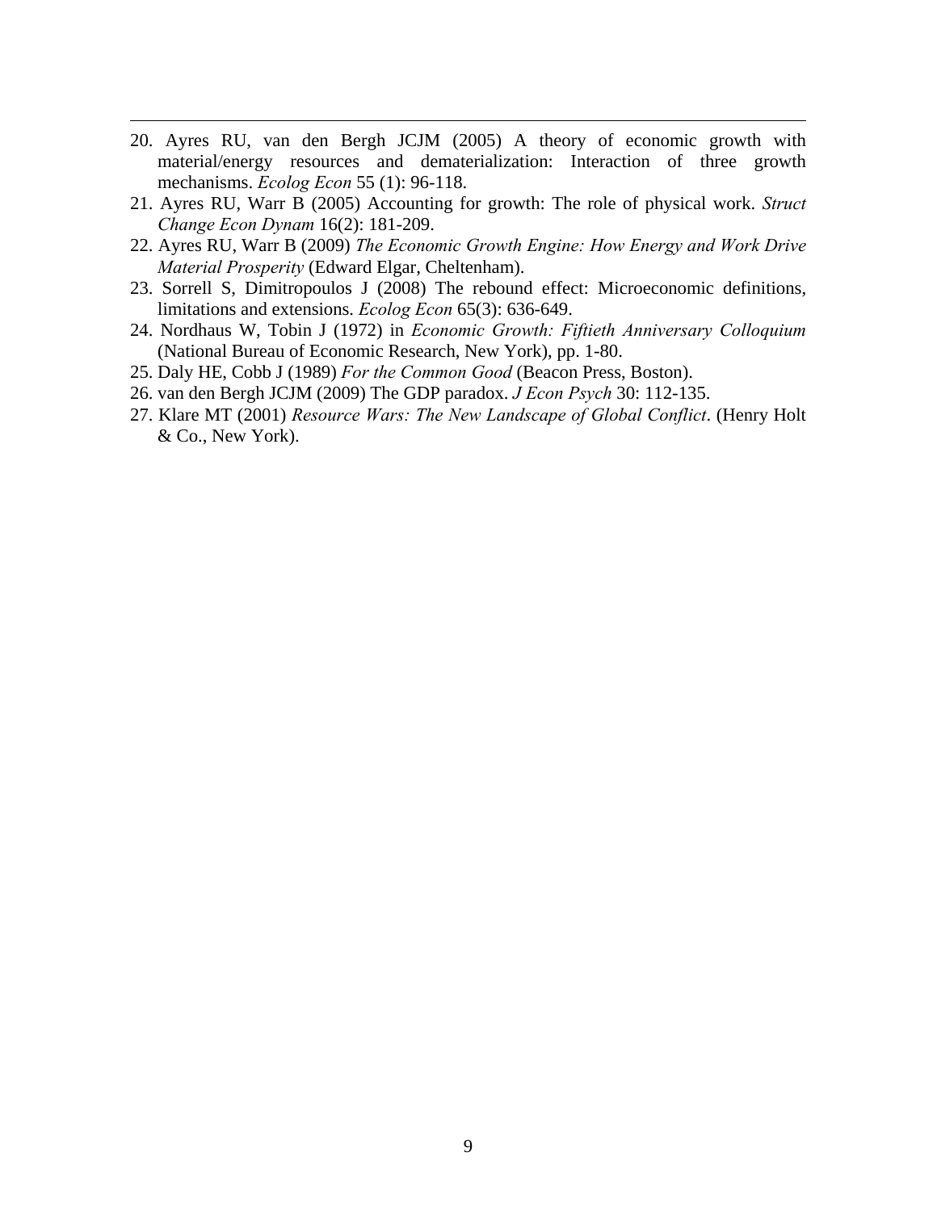20. Ayres RU, van den Bergh JCJM (2005) A theory of economic growth with material/energy resources and dematerialization: Interaction of three growth mechanisms. *Ecolog Econ* 55 (1): 96-118.
21. Ayres RU, Warr B (2005) Accounting for growth: The role of physical work. *Struct Change Econ Dynam* 16(2): 181-209.
22. Ayres RU, Warr B (2009) *The Economic Growth Engine: How Energy and Work Drive Material Prosperity* (Edward Elgar, Cheltenham).
23. Sorrell S, Dimitropoulos J (2008) The rebound effect: Microeconomic definitions, limitations and extensions. *Ecolog Econ* 65(3): 636-649.
24. Nordhaus W, Tobin J (1972) in *Economic Growth: Fiftieth Anniversary Colloquium* (National Bureau of Economic Research, New York), pp. 1-80.
25. Daly HE, Cobb J (1989) *For the Common Good* (Beacon Press, Boston).
26. van den Bergh JCJM (2009) The GDP paradox. *J Econ Psych* 30: 112-135.
27. Klare MT (2001) *Resource Wars: The New Landscape of Global Conflict*. (Henry Holt & Co., New York).